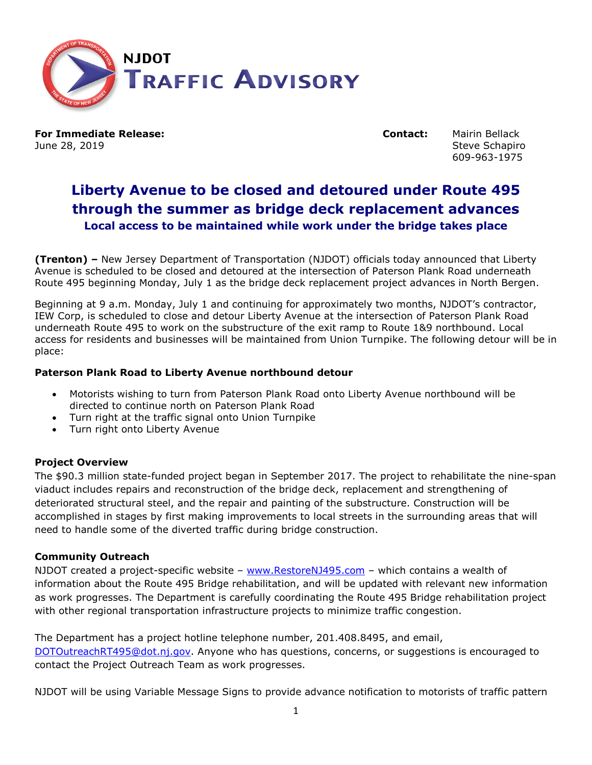**NJDOT**
**TRAFFIC ADVISORY**

**For Immediate Release:**
June 28, 2019

**Contact:** Mairin Bellack
Steve Schapiro
609-963-1975

# Liberty Avenue to be closed and detoured under Route 495 through the summer as bridge deck replacement advances

### Local access to be maintained while work under the bridge takes place

**(Trenton) –** New Jersey Department of Transportation (NJDOT) officials today announced that Liberty Avenue is scheduled to be closed and detoured at the intersection of Paterson Plank Road underneath Route 495 beginning Monday, July 1 as the bridge deck replacement project advances in North Bergen.

Beginning at 9 a.m. Monday, July 1 and continuing for approximately two months, NJDOT's contractor, IEW Corp, is scheduled to close and detour Liberty Avenue at the intersection of Paterson Plank Road underneath Route 495 to work on the substructure of the exit ramp to Route 1&9 northbound. Local access for residents and businesses will be maintained from Union Turnpike. The following detour will be in place:

**Paterson Plank Road to Liberty Avenue northbound detour**

- Motorists wishing to turn from Paterson Plank Road onto Liberty Avenue northbound will be directed to continue north on Paterson Plank Road
- Turn right at the traffic signal onto Union Turnpike
- Turn right onto Liberty Avenue

**Project Overview**
The $90.3 million state-funded project began in September 2017. The project to rehabilitate the nine-span viaduct includes repairs and reconstruction of the bridge deck, replacement and strengthening of deteriorated structural steel, and the repair and painting of the substructure. Construction will be accomplished in stages by first making improvements to local streets in the surrounding areas that will need to handle some of the diverted traffic during bridge construction.

**Community Outreach**
NJDOT created a project-specific website – www.RestoreNJ495.com – which contains a wealth of information about the Route 495 Bridge rehabilitation, and will be updated with relevant new information as work progresses. The Department is carefully coordinating the Route 495 Bridge rehabilitation project with other regional transportation infrastructure projects to minimize traffic congestion.

The Department has a project hotline telephone number, 201.408.8495, and email, DOTOutreachRT495@dot.nj.gov. Anyone who has questions, concerns, or suggestions is encouraged to contact the Project Outreach Team as work progresses.

NJDOT will be using Variable Message Signs to provide advance notification to motorists of traffic pattern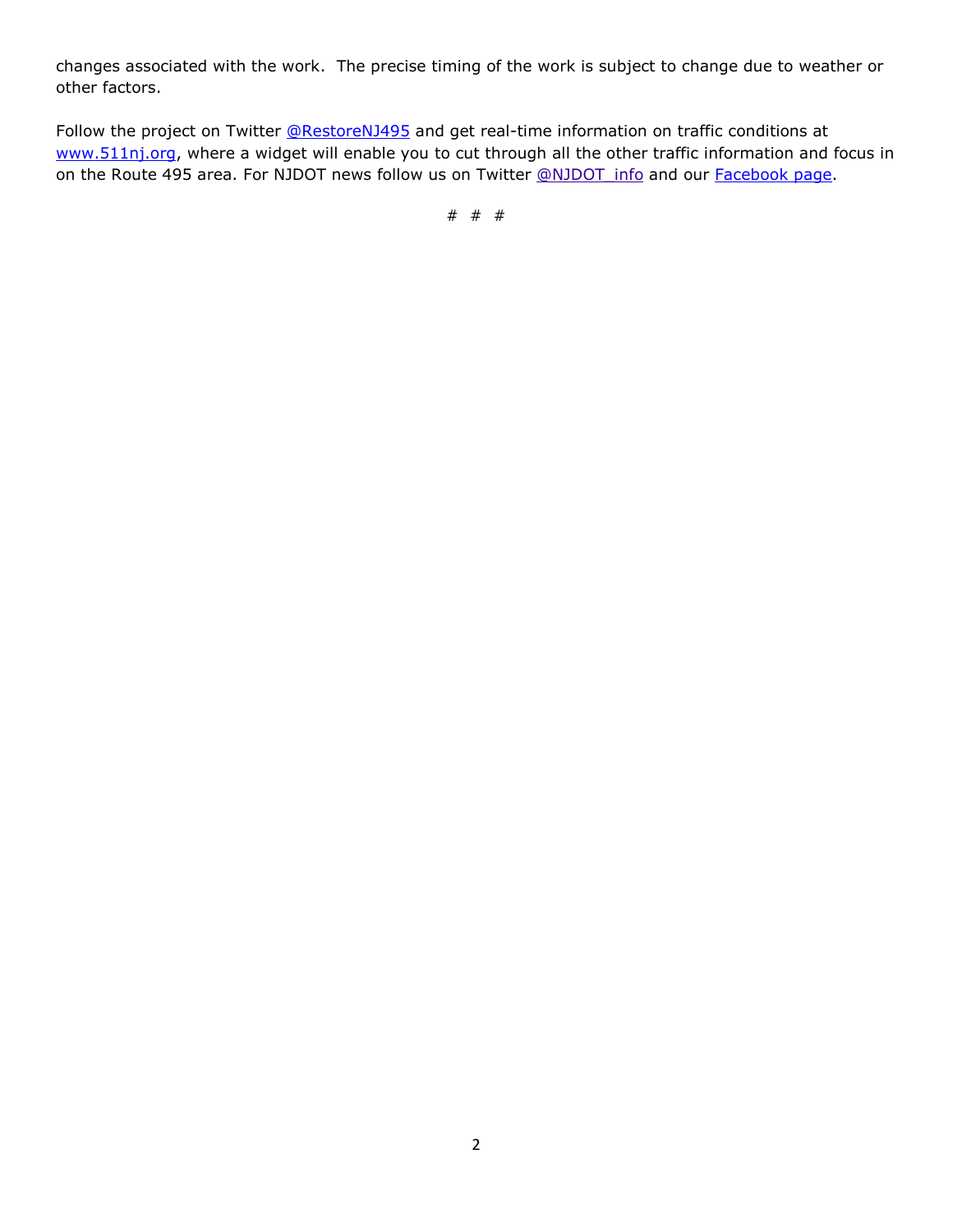changes associated with the work. The precise timing of the work is subject to change due to weather or other factors.

Follow the project on Twitter @RestoreNJ495 and get real-time information on traffic conditions at www.511nj.org, where a widget will enable you to cut through all the other traffic information and focus in on the Route 495 area. For NJDOT news follow us on Twitter @NJDOT_info and our Facebook page.

# # #